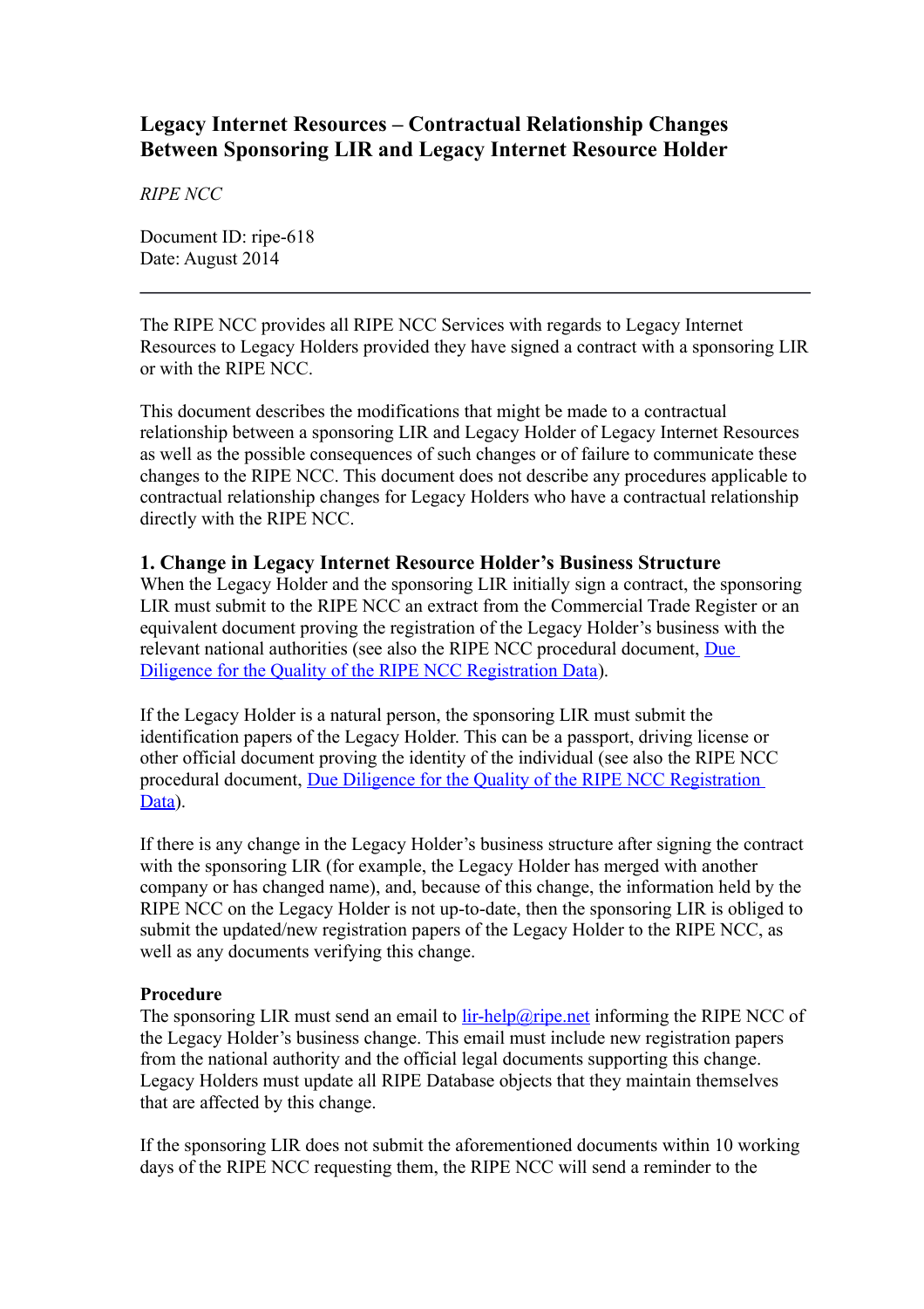# Legacy Internet Resources – Contractual Relationship Changes Between Sponsoring LIR and Legacy Internet Resource Holder

*RIPE NCC*

Document ID: ripe-618
Date: August 2014

---

The RIPE NCC provides all RIPE NCC Services with regards to Legacy Internet Resources to Legacy Holders provided they have signed a contract with a sponsoring LIR or with the RIPE NCC.

This document describes the modifications that might be made to a contractual relationship between a sponsoring LIR and Legacy Holder of Legacy Internet Resources as well as the possible consequences of such changes or of failure to communicate these changes to the RIPE NCC. This document does not describe any procedures applicable to contractual relationship changes for Legacy Holders who have a contractual relationship directly with the RIPE NCC.

## 1. Change in Legacy Internet Resource Holder's Business Structure

When the Legacy Holder and the sponsoring LIR initially sign a contract, the sponsoring LIR must submit to the RIPE NCC an extract from the Commercial Trade Register or an equivalent document proving the registration of the Legacy Holder's business with the relevant national authorities (see also the RIPE NCC procedural document, Due Diligence for the Quality of the RIPE NCC Registration Data).

If the Legacy Holder is a natural person, the sponsoring LIR must submit the identification papers of the Legacy Holder. This can be a passport, driving license or other official document proving the identity of the individual (see also the RIPE NCC procedural document, Due Diligence for the Quality of the RIPE NCC Registration Data).

If there is any change in the Legacy Holder's business structure after signing the contract with the sponsoring LIR (for example, the Legacy Holder has merged with another company or has changed name), and, because of this change, the information held by the RIPE NCC on the Legacy Holder is not up-to-date, then the sponsoring LIR is obliged to submit the updated/new registration papers of the Legacy Holder to the RIPE NCC, as well as any documents verifying this change.

**Procedure**

The sponsoring LIR must send an email to lir-help@ripe.net informing the RIPE NCC of the Legacy Holder's business change. This email must include new registration papers from the national authority and the official legal documents supporting this change. Legacy Holders must update all RIPE Database objects that they maintain themselves that are affected by this change.

If the sponsoring LIR does not submit the aforementioned documents within 10 working days of the RIPE NCC requesting them, the RIPE NCC will send a reminder to the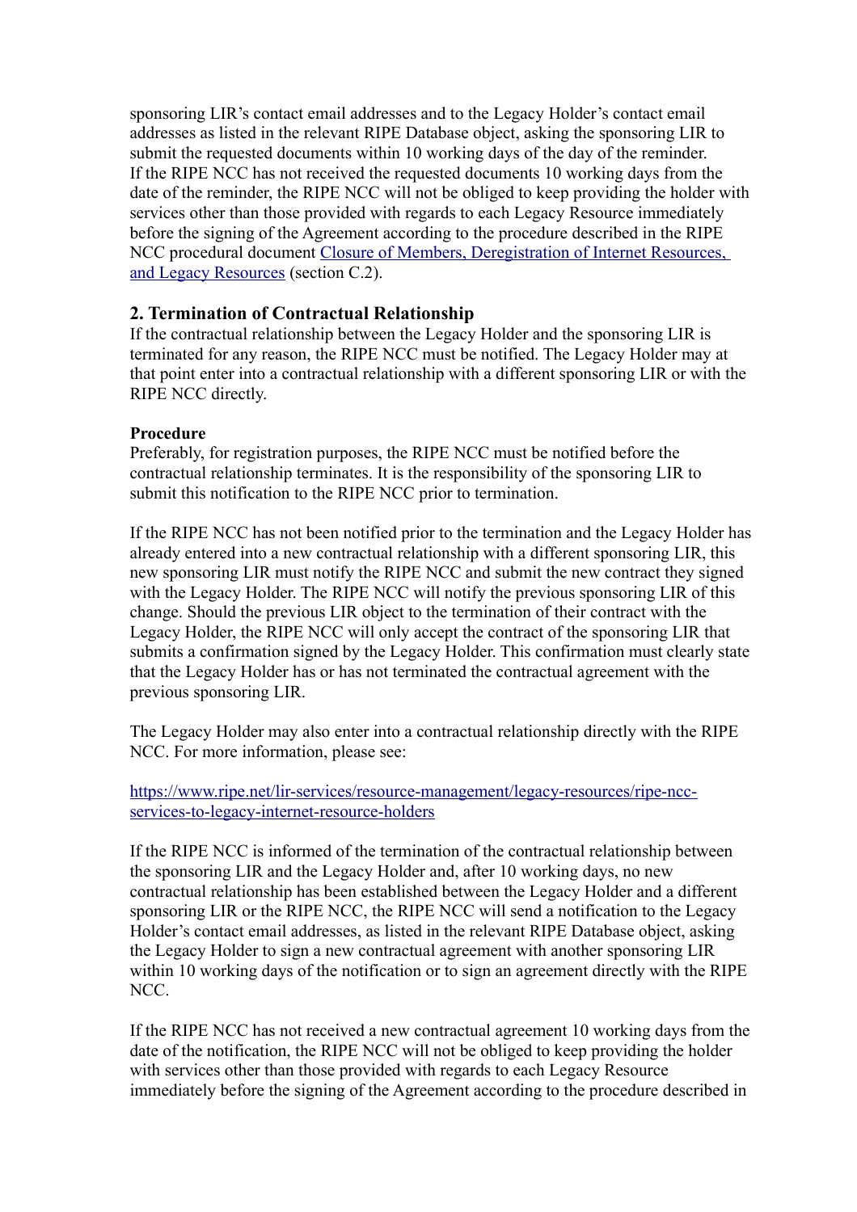sponsoring LIR's contact email addresses and to the Legacy Holder's contact email addresses as listed in the relevant RIPE Database object, asking the sponsoring LIR to submit the requested documents within 10 working days of the day of the reminder. If the RIPE NCC has not received the requested documents 10 working days from the date of the reminder, the RIPE NCC will not be obliged to keep providing the holder with services other than those provided with regards to each Legacy Resource immediately before the signing of the Agreement according to the procedure described in the RIPE NCC procedural document [Closure of Members, Deregistration of Internet Resources, and Legacy Resources](#) (section C.2).

### 2. Termination of Contractual Relationship

If the contractual relationship between the Legacy Holder and the sponsoring LIR is terminated for any reason, the RIPE NCC must be notified. The Legacy Holder may at that point enter into a contractual relationship with a different sponsoring LIR or with the RIPE NCC directly.

**Procedure**

Preferably, for registration purposes, the RIPE NCC must be notified before the contractual relationship terminates. It is the responsibility of the sponsoring LIR to submit this notification to the RIPE NCC prior to termination.

If the RIPE NCC has not been notified prior to the termination and the Legacy Holder has already entered into a new contractual relationship with a different sponsoring LIR, this new sponsoring LIR must notify the RIPE NCC and submit the new contract they signed with the Legacy Holder. The RIPE NCC will notify the previous sponsoring LIR of this change. Should the previous LIR object to the termination of their contract with the Legacy Holder, the RIPE NCC will only accept the contract of the sponsoring LIR that submits a confirmation signed by the Legacy Holder. This confirmation must clearly state that the Legacy Holder has or has not terminated the contractual agreement with the previous sponsoring LIR.

The Legacy Holder may also enter into a contractual relationship directly with the RIPE NCC. For more information, please see:

[https://www.ripe.net/lir-services/resource-management/legacy-resources/ripe-ncc-services-to-legacy-internet-resource-holders](https://www.ripe.net/lir-services/resource-management/legacy-resources/ripe-ncc-services-to-legacy-internet-resource-holders)

If the RIPE NCC is informed of the termination of the contractual relationship between the sponsoring LIR and the Legacy Holder and, after 10 working days, no new contractual relationship has been established between the Legacy Holder and a different sponsoring LIR or the RIPE NCC, the RIPE NCC will send a notification to the Legacy Holder's contact email addresses, as listed in the relevant RIPE Database object, asking the Legacy Holder to sign a new contractual agreement with another sponsoring LIR within 10 working days of the notification or to sign an agreement directly with the RIPE NCC.

If the RIPE NCC has not received a new contractual agreement 10 working days from the date of the notification, the RIPE NCC will not be obliged to keep providing the holder with services other than those provided with regards to each Legacy Resource immediately before the signing of the Agreement according to the procedure described in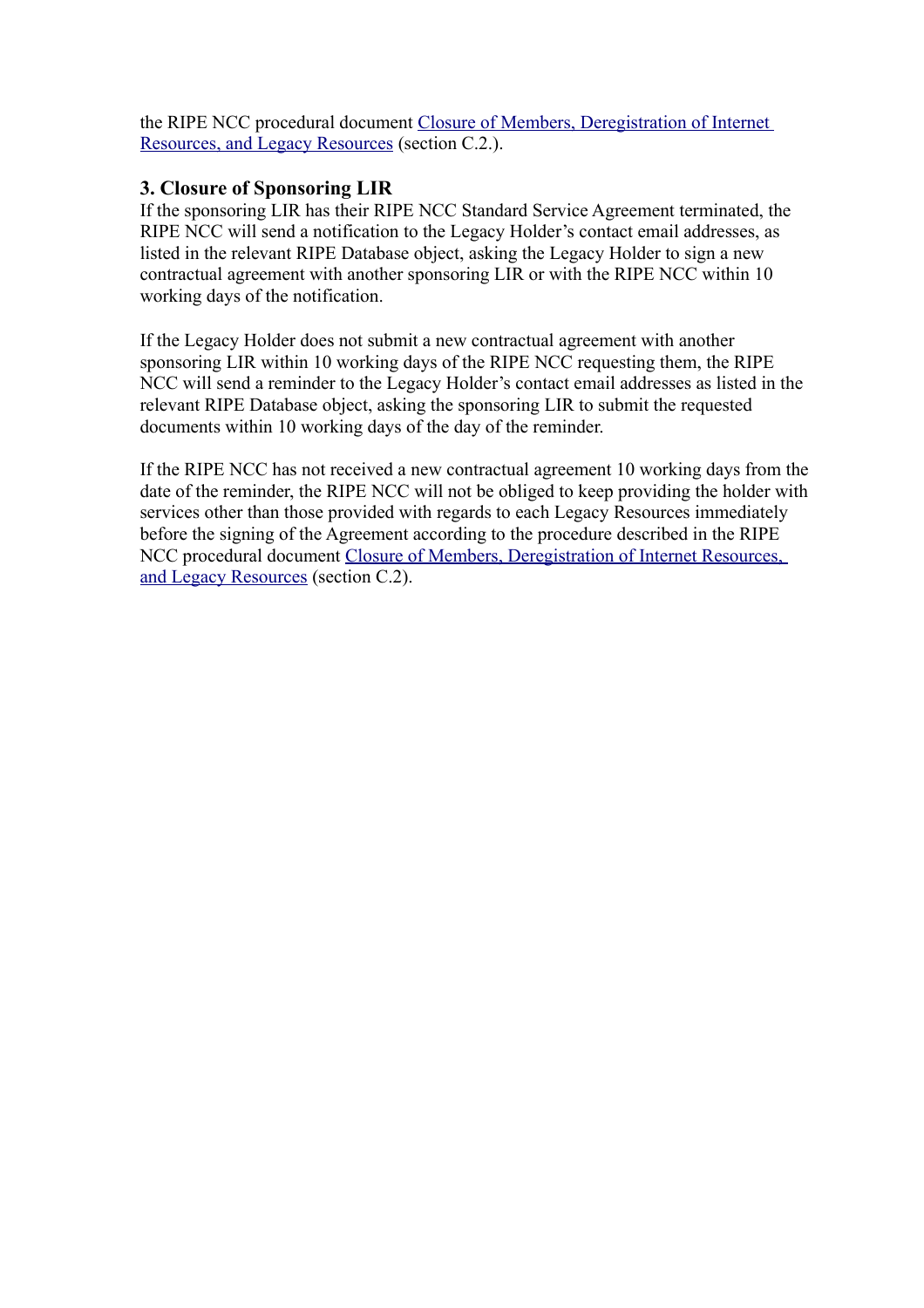the RIPE NCC procedural document [Closure of Members, Deregistration of Internet Resources, and Legacy Resources] (section C.2.).

### 3. Closure of Sponsoring LIR

If the sponsoring LIR has their RIPE NCC Standard Service Agreement terminated, the RIPE NCC will send a notification to the Legacy Holder's contact email addresses, as listed in the relevant RIPE Database object, asking the Legacy Holder to sign a new contractual agreement with another sponsoring LIR or with the RIPE NCC within 10 working days of the notification.

If the Legacy Holder does not submit a new contractual agreement with another sponsoring LIR within 10 working days of the RIPE NCC requesting them, the RIPE NCC will send a reminder to the Legacy Holder's contact email addresses as listed in the relevant RIPE Database object, asking the sponsoring LIR to submit the requested documents within 10 working days of the day of the reminder.

If the RIPE NCC has not received a new contractual agreement 10 working days from the date of the reminder, the RIPE NCC will not be obliged to keep providing the holder with services other than those provided with regards to each Legacy Resources immediately before the signing of the Agreement according to the procedure described in the RIPE NCC procedural document [Closure of Members, Deregistration of Internet Resources, and Legacy Resources] (section C.2).